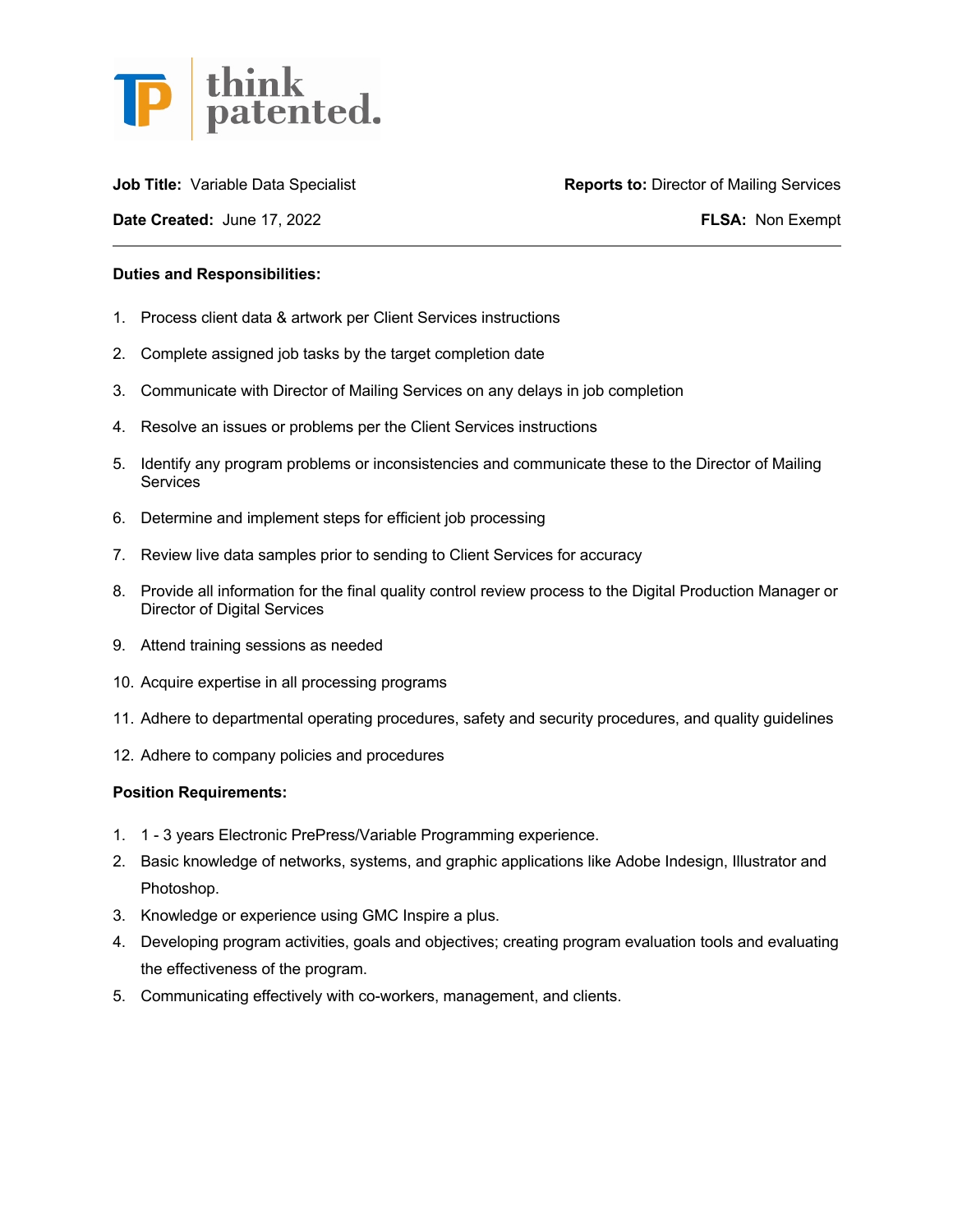think patented.

**Job Title:** Variable Data Specialist

**Reports to:** Director of Mailing Services

**Date Created:** June 17, 2022

**FLSA:** Non Exempt

---

**Duties and Responsibilities:**

1. Process client data & artwork per Client Services instructions
2. Complete assigned job tasks by the target completion date
3. Communicate with Director of Mailing Services on any delays in job completion
4. Resolve an issues or problems per the Client Services instructions
5. Identify any program problems or inconsistencies and communicate these to the Director of Mailing Services
6. Determine and implement steps for efficient job processing
7. Review live data samples prior to sending to Client Services for accuracy
8. Provide all information for the final quality control review process to the Digital Production Manager or Director of Digital Services
9. Attend training sessions as needed
10. Acquire expertise in all processing programs
11. Adhere to departmental operating procedures, safety and security procedures, and quality guidelines
12. Adhere to company policies and procedures

**Position Requirements:**

1. 1 - 3 years Electronic PrePress/Variable Programming experience.
2. Basic knowledge of networks, systems, and graphic applications like Adobe Indesign, Illustrator and Photoshop.
3. Knowledge or experience using GMC Inspire a plus.
4. Developing program activities, goals and objectives; creating program evaluation tools and evaluating the effectiveness of the program.
5. Communicating effectively with co-workers, management, and clients.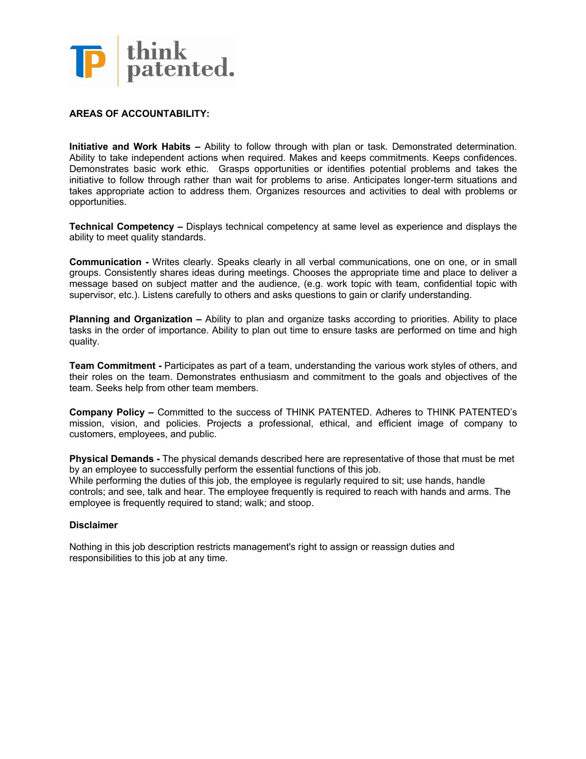**AREAS OF ACCOUNTABILITY:**

**Initiative and Work Habits –** Ability to follow through with plan or task. Demonstrated determination. Ability to take independent actions when required. Makes and keeps commitments. Keeps confidences. Demonstrates basic work ethic. Grasps opportunities or identifies potential problems and takes the initiative to follow through rather than wait for problems to arise. Anticipates longer-term situations and takes appropriate action to address them. Organizes resources and activities to deal with problems or opportunities.

**Technical Competency –** Displays technical competency at same level as experience and displays the ability to meet quality standards.

**Communication -** Writes clearly. Speaks clearly in all verbal communications, one on one, or in small groups. Consistently shares ideas during meetings. Chooses the appropriate time and place to deliver a message based on subject matter and the audience, (e.g. work topic with team, confidential topic with supervisor, etc.). Listens carefully to others and asks questions to gain or clarify understanding.

**Planning and Organization –** Ability to plan and organize tasks according to priorities. Ability to place tasks in the order of importance. Ability to plan out time to ensure tasks are performed on time and high quality.

**Team Commitment -** Participates as part of a team, understanding the various work styles of others, and their roles on the team. Demonstrates enthusiasm and commitment to the goals and objectives of the team. Seeks help from other team members.

**Company Policy –** Committed to the success of THINK PATENTED. Adheres to THINK PATENTED's mission, vision, and policies. Projects a professional, ethical, and efficient image of company to customers, employees, and public.

**Physical Demands -** The physical demands described here are representative of those that must be met by an employee to successfully perform the essential functions of this job.
While performing the duties of this job, the employee is regularly required to sit; use hands, handle controls; and see, talk and hear. The employee frequently is required to reach with hands and arms. The employee is frequently required to stand; walk; and stoop.

**Disclaimer**

Nothing in this job description restricts management's right to assign or reassign duties and responsibilities to this job at any time.